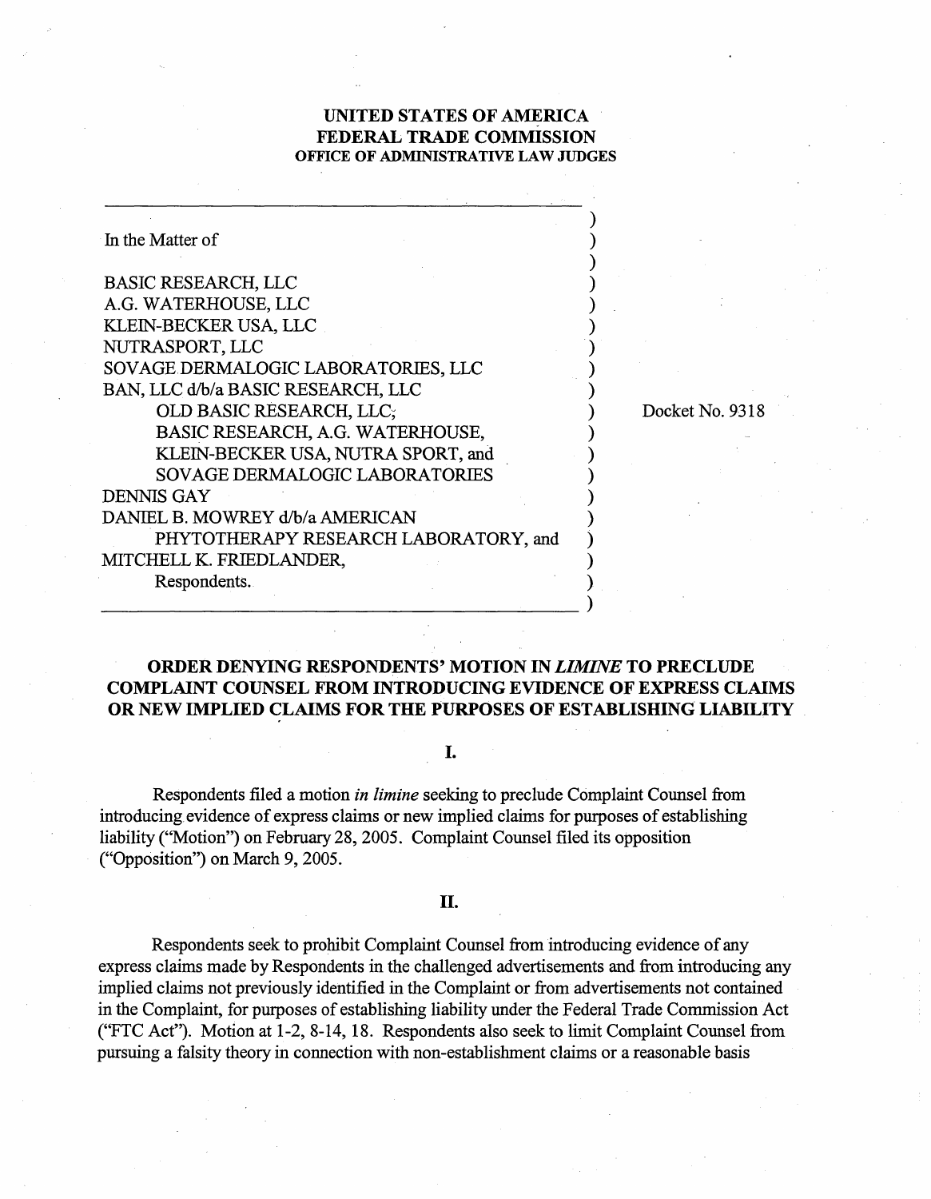**UNITED STATES OF AMERICA**
**FEDERAL TRADE COMMISSION**
**OFFICE OF ADMINISTRATIVE LAW JUDGES**

In the Matter of

BASIC RESEARCH, LLC
A.G. WATERHOUSE, LLC
KLEIN-BECKER USA, LLC
NUTRASPORT, LLC
SOVAGE DERMALOGIC LABORATORIES, LLC
BAN, LLC d/b/a BASIC RESEARCH, LLC
OLD BASIC RESEARCH, LLC,
BASIC RESEARCH, A.G. WATERHOUSE,
KLEIN-BECKER USA, NUTRA SPORT, and
SOVAGE DERMALOGIC LABORATORIES
DENNIS GAY
DANIEL B. MOWREY d/b/a AMERICAN
PHYTOTHERAPY RESEARCH LABORATORY, and
MITCHELL K. FRIEDLANDER,
Respondents.

Docket No. 9318

## ORDER DENYING RESPONDENTS' MOTION IN *LIMINE* TO PRECLUDE COMPLAINT COUNSEL FROM INTRODUCING EVIDENCE OF EXPRESS CLAIMS OR NEW IMPLIED CLAIMS FOR THE PURPOSES OF ESTABLISHING LIABILITY

### I.

Respondents filed a motion *in limine* seeking to preclude Complaint Counsel from introducing evidence of express claims or new implied claims for purposes of establishing liability ("Motion") on February 28, 2005. Complaint Counsel filed its opposition ("Opposition") on March 9, 2005.

### II.

Respondents seek to prohibit Complaint Counsel from introducing evidence of any express claims made by Respondents in the challenged advertisements and from introducing any implied claims not previously identified in the Complaint or from advertisements not contained in the Complaint, for purposes of establishing liability under the Federal Trade Commission Act ("FTC Act"). Motion at 1-2, 8-14, 18. Respondents also seek to limit Complaint Counsel from pursuing a falsity theory in connection with non-establishment claims or a reasonable basis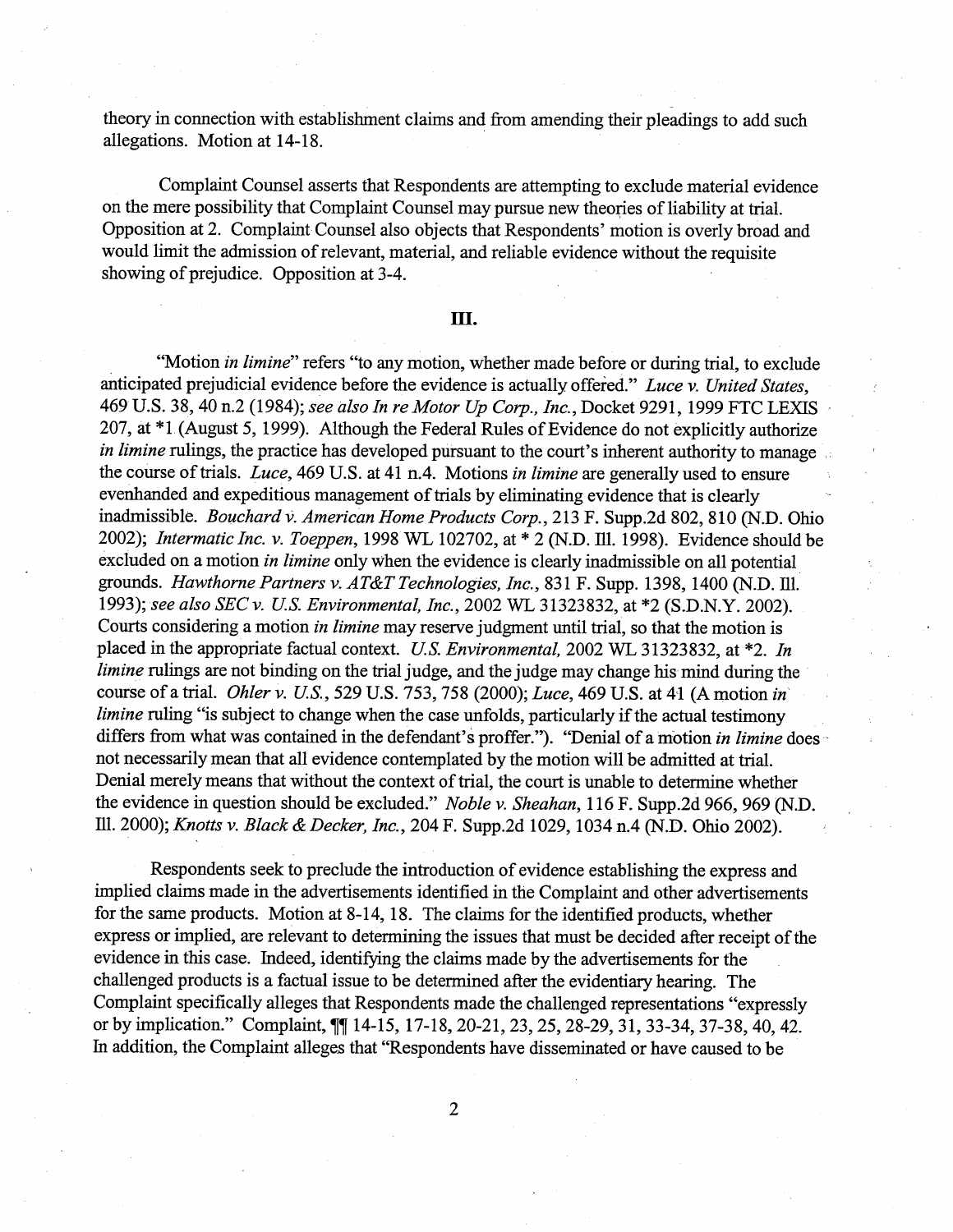theory in connection with establishment claims and from amending their pleadings to add such allegations. Motion at 14-18.

Complaint Counsel asserts that Respondents are attempting to exclude material evidence on the mere possibility that Complaint Counsel may pursue new theories of liability at trial. Opposition at 2. Complaint Counsel also objects that Respondents' motion is overly broad and would limit the admission of relevant, material, and reliable evidence without the requisite showing of prejudice. Opposition at 3-4.

## III.

"Motion *in limine*" refers "to any motion, whether made before or during trial, to exclude anticipated prejudicial evidence before the evidence is actually offered." *Luce v. United States*, 469 U.S. 38, 40 n.2 (1984); *see also In re Motor Up Corp., Inc.*, Docket 9291, 1999 FTC LEXIS 207, at *1 (August 5, 1999). Although the Federal Rules of Evidence do not explicitly authorize *in limine* rulings, the practice has developed pursuant to the court's inherent authority to manage the course of trials. *Luce*, 469 U.S. at 41 n.4. Motions *in limine* are generally used to ensure evenhanded and expeditious management of trials by eliminating evidence that is clearly inadmissible. *Bouchard v. American Home Products Corp.*, 213 F. Supp.2d 802, 810 (N.D. Ohio 2002); *Intermatic Inc. v. Toeppen*, 1998 WL 102702, at * 2 (N.D. Ill. 1998). Evidence should be excluded on a motion *in limine* only when the evidence is clearly inadmissible on all potential grounds. *Hawthorne Partners v. AT&T Technologies, Inc.*, 831 F. Supp. 1398, 1400 (N.D. Ill. 1993); *see also SEC v. U.S. Environmental, Inc.*, 2002 WL 31323832, at *2 (S.D.N.Y. 2002). Courts considering a motion *in limine* may reserve judgment until trial, so that the motion is placed in the appropriate factual context. *U.S. Environmental,* 2002 WL 31323832, at *2. *In limine* rulings are not binding on the trial judge, and the judge may change his mind during the course of a trial. *Ohler v. U.S.*, 529 U.S. 753, 758 (2000); *Luce*, 469 U.S. at 41 (A motion *in limine* ruling "is subject to change when the case unfolds, particularly if the actual testimony differs from what was contained in the defendant's proffer."). "Denial of a motion *in limine* does not necessarily mean that all evidence contemplated by the motion will be admitted at trial. Denial merely means that without the context of trial, the court is unable to determine whether the evidence in question should be excluded." *Noble v. Sheahan*, 116 F. Supp.2d 966, 969 (N.D. Ill. 2000); *Knotts v. Black & Decker, Inc.*, 204 F. Supp.2d 1029, 1034 n.4 (N.D. Ohio 2002).

Respondents seek to preclude the introduction of evidence establishing the express and implied claims made in the advertisements identified in the Complaint and other advertisements for the same products. Motion at 8-14, 18. The claims for the identified products, whether express or implied, are relevant to determining the issues that must be decided after receipt of the evidence in this case. Indeed, identifying the claims made by the advertisements for the challenged products is a factual issue to be determined after the evidentiary hearing. The Complaint specifically alleges that Respondents made the challenged representations "expressly or by implication." Complaint, ¶¶ 14-15, 17-18, 20-21, 23, 25, 28-29, 31, 33-34, 37-38, 40, 42. In addition, the Complaint alleges that "Respondents have disseminated or have caused to be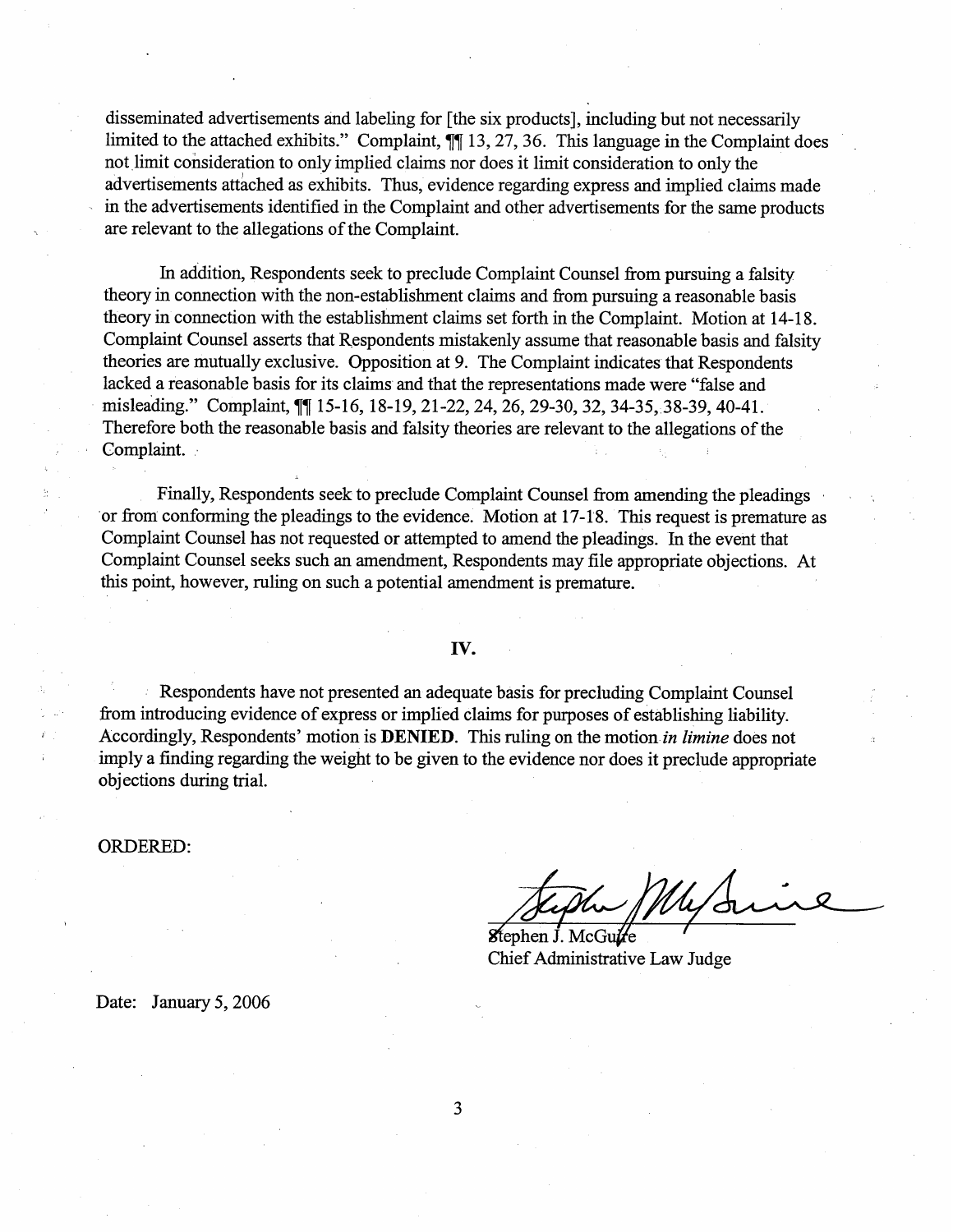disseminated advertisements and labeling for [the six products], including but not necessarily limited to the attached exhibits." Complaint, ¶¶ 13, 27, 36. This language in the Complaint does not limit consideration to only implied claims nor does it limit consideration to only the advertisements attached as exhibits. Thus, evidence regarding express and implied claims made in the advertisements identified in the Complaint and other advertisements for the same products are relevant to the allegations of the Complaint.

In addition, Respondents seek to preclude Complaint Counsel from pursuing a falsity theory in connection with the non-establishment claims and from pursuing a reasonable basis theory in connection with the establishment claims set forth in the Complaint. Motion at 14-18. Complaint Counsel asserts that Respondents mistakenly assume that reasonable basis and falsity theories are mutually exclusive. Opposition at 9. The Complaint indicates that Respondents lacked a reasonable basis for its claims and that the representations made were "false and misleading." Complaint, ¶¶ 15-16, 18-19, 21-22, 24, 26, 29-30, 32, 34-35, 38-39, 40-41. Therefore both the reasonable basis and falsity theories are relevant to the allegations of the Complaint.

Finally, Respondents seek to preclude Complaint Counsel from amending the pleadings or from conforming the pleadings to the evidence. Motion at 17-18. This request is premature as Complaint Counsel has not requested or attempted to amend the pleadings. In the event that Complaint Counsel seeks such an amendment, Respondents may file appropriate objections. At this point, however, ruling on such a potential amendment is premature.

## IV.

Respondents have not presented an adequate basis for precluding Complaint Counsel from introducing evidence of express or implied claims for purposes of establishing liability. Accordingly, Respondents' motion is **DENIED**. This ruling on the motion *in limine* does not imply a finding regarding the weight to be given to the evidence nor does it preclude appropriate objections during trial.

ORDERED:

Stephen J. McGuire
Chief Administrative Law Judge

Date: January 5, 2006